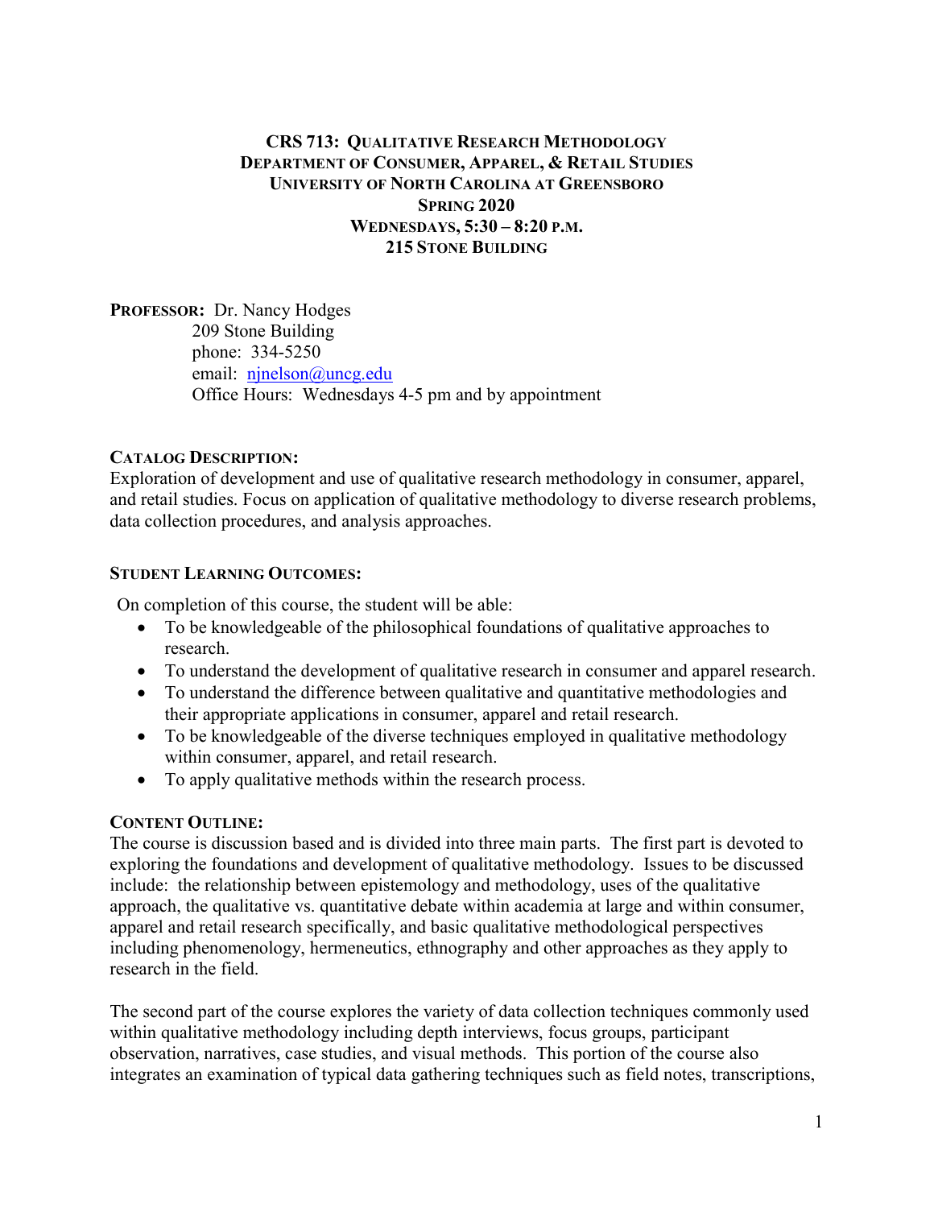# CRS 713: QUALITATIVE RESEARCH METHODOLOGY
## DEPARTMENT OF CONSUMER, APPAREL, & RETAIL STUDIES
## UNIVERSITY OF NORTH CAROLINA AT GREENSBORO
## SPRING 2020
## WEDNESDAYS, 5:30 – 8:20 P.M.
## 215 STONE BUILDING

**PROFESSOR:** Dr. Nancy Hodges
209 Stone Building
phone: 334-5250
email: njnelson@uncg.edu
Office Hours: Wednesdays 4-5 pm and by appointment

**CATALOG DESCRIPTION:**
Exploration of development and use of qualitative research methodology in consumer, apparel, and retail studies. Focus on application of qualitative methodology to diverse research problems, data collection procedures, and analysis approaches.

**STUDENT LEARNING OUTCOMES:**

On completion of this course, the student will be able:

- To be knowledgeable of the philosophical foundations of qualitative approaches to research.
- To understand the development of qualitative research in consumer and apparel research.
- To understand the difference between qualitative and quantitative methodologies and their appropriate applications in consumer, apparel and retail research.
- To be knowledgeable of the diverse techniques employed in qualitative methodology within consumer, apparel, and retail research.
- To apply qualitative methods within the research process.

**CONTENT OUTLINE:**
The course is discussion based and is divided into three main parts. The first part is devoted to exploring the foundations and development of qualitative methodology. Issues to be discussed include: the relationship between epistemology and methodology, uses of the qualitative approach, the qualitative vs. quantitative debate within academia at large and within consumer, apparel and retail research specifically, and basic qualitative methodological perspectives including phenomenology, hermeneutics, ethnography and other approaches as they apply to research in the field.

The second part of the course explores the variety of data collection techniques commonly used within qualitative methodology including depth interviews, focus groups, participant observation, narratives, case studies, and visual methods. This portion of the course also integrates an examination of typical data gathering techniques such as field notes, transcriptions,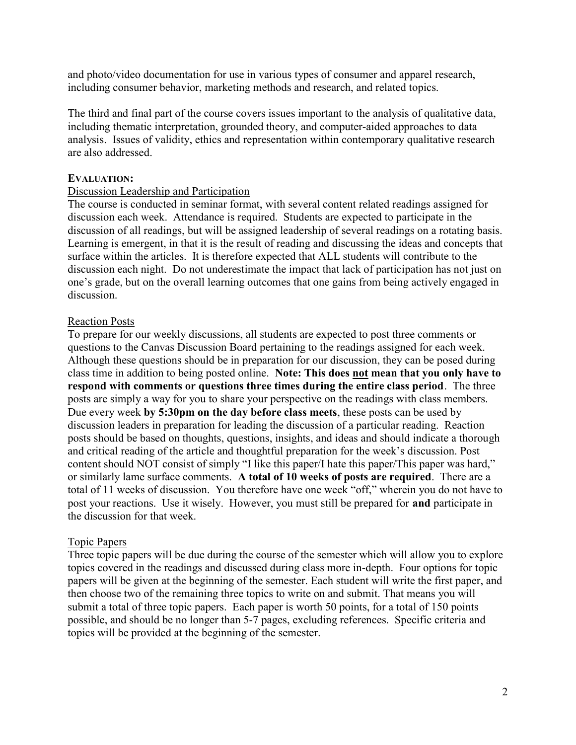and photo/video documentation for use in various types of consumer and apparel research, including consumer behavior, marketing methods and research, and related topics.

The third and final part of the course covers issues important to the analysis of qualitative data, including thematic interpretation, grounded theory, and computer-aided approaches to data analysis. Issues of validity, ethics and representation within contemporary qualitative research are also addressed.

**EVALUATION:**

Discussion Leadership and Participation

The course is conducted in seminar format, with several content related readings assigned for discussion each week. Attendance is required. Students are expected to participate in the discussion of all readings, but will be assigned leadership of several readings on a rotating basis. Learning is emergent, in that it is the result of reading and discussing the ideas and concepts that surface within the articles. It is therefore expected that ALL students will contribute to the discussion each night. Do not underestimate the impact that lack of participation has not just on one's grade, but on the overall learning outcomes that one gains from being actively engaged in discussion.

Reaction Posts

To prepare for our weekly discussions, all students are expected to post three comments or questions to the Canvas Discussion Board pertaining to the readings assigned for each week. Although these questions should be in preparation for our discussion, they can be posed during class time in addition to being posted online. **Note: This does not mean that you only have to respond with comments or questions three times during the entire class period**. The three posts are simply a way for you to share your perspective on the readings with class members. Due every week **by 5:30pm on the day before class meets**, these posts can be used by discussion leaders in preparation for leading the discussion of a particular reading. Reaction posts should be based on thoughts, questions, insights, and ideas and should indicate a thorough and critical reading of the article and thoughtful preparation for the week's discussion. Post content should NOT consist of simply "I like this paper/I hate this paper/This paper was hard," or similarly lame surface comments. **A total of 10 weeks of posts are required**. There are a total of 11 weeks of discussion. You therefore have one week "off," wherein you do not have to post your reactions. Use it wisely. However, you must still be prepared for **and** participate in the discussion for that week.

Topic Papers

Three topic papers will be due during the course of the semester which will allow you to explore topics covered in the readings and discussed during class more in-depth. Four options for topic papers will be given at the beginning of the semester. Each student will write the first paper, and then choose two of the remaining three topics to write on and submit. That means you will submit a total of three topic papers. Each paper is worth 50 points, for a total of 150 points possible, and should be no longer than 5-7 pages, excluding references. Specific criteria and topics will be provided at the beginning of the semester.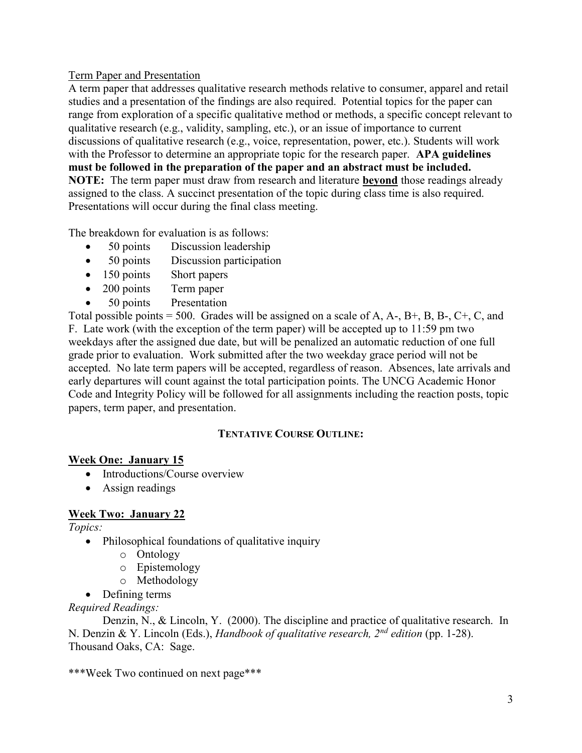Term Paper and Presentation

A term paper that addresses qualitative research methods relative to consumer, apparel and retail studies and a presentation of the findings are also required. Potential topics for the paper can range from exploration of a specific qualitative method or methods, a specific concept relevant to qualitative research (e.g., validity, sampling, etc.), or an issue of importance to current discussions of qualitative research (e.g., voice, representation, power, etc.). Students will work with the Professor to determine an appropriate topic for the research paper. **APA guidelines must be followed in the preparation of the paper and an abstract must be included.** **NOTE:** The term paper must draw from research and literature **beyond** those readings already assigned to the class. A succinct presentation of the topic during class time is also required. Presentations will occur during the final class meeting.

The breakdown for evaluation is as follows:

- 50 points Discussion leadership
- 50 points Discussion participation
- 150 points Short papers
- 200 points Term paper
- 50 points Presentation

Total possible points = 500. Grades will be assigned on a scale of A, A-, B+, B, B-, C+, C, and F. Late work (with the exception of the term paper) will be accepted up to 11:59 pm two weekdays after the assigned due date, but will be penalized an automatic reduction of one full grade prior to evaluation. Work submitted after the two weekday grace period will not be accepted. No late term papers will be accepted, regardless of reason. Absences, late arrivals and early departures will count against the total participation points. The UNCG Academic Honor Code and Integrity Policy will be followed for all assignments including the reaction posts, topic papers, term paper, and presentation.

## TENTATIVE COURSE OUTLINE:

### Week One: January 15

- Introductions/Course overview
- Assign readings

### Week Two: January 22

*Topics:*

- Philosophical foundations of qualitative inquiry
  - Ontology
  - Epistemology
  - Methodology
- Defining terms

*Required Readings:*

Denzin, N., & Lincoln, Y. (2000). The discipline and practice of qualitative research. In N. Denzin & Y. Lincoln (Eds.), *Handbook of qualitative research, 2nd edition* (pp. 1-28). Thousand Oaks, CA: Sage.

\*\*\*Week Two continued on next page\*\*\*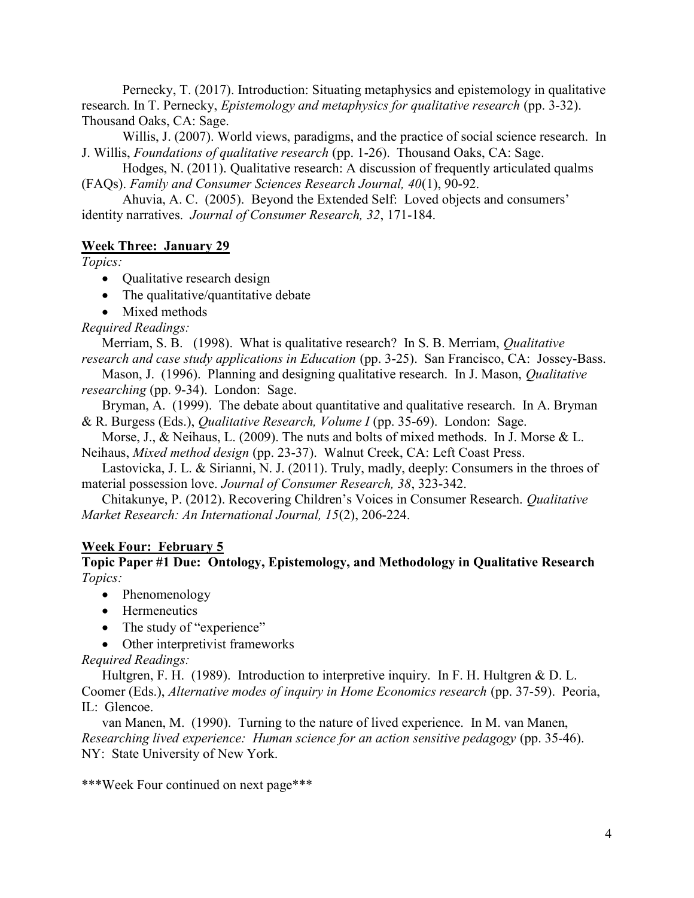Pernecky, T. (2017). Introduction: Situating metaphysics and epistemology in qualitative research. In T. Pernecky, *Epistemology and metaphysics for qualitative research* (pp. 3-32). Thousand Oaks, CA: Sage.

Willis, J. (2007). World views, paradigms, and the practice of social science research. In J. Willis, *Foundations of qualitative research* (pp. 1-26). Thousand Oaks, CA: Sage.

Hodges, N. (2011). Qualitative research: A discussion of frequently articulated qualms (FAQs). *Family and Consumer Sciences Research Journal, 40*(1), 90-92.

Ahuvia, A. C. (2005). Beyond the Extended Self: Loved objects and consumers' identity narratives. *Journal of Consumer Research, 32*, 171-184.

**Week Three: January 29**

*Topics:*

- Qualitative research design
- The qualitative/quantitative debate
- Mixed methods

*Required Readings:*

Merriam, S. B. (1998). What is qualitative research? In S. B. Merriam, *Qualitative research and case study applications in Education* (pp. 3-25). San Francisco, CA: Jossey-Bass.

Mason, J. (1996). Planning and designing qualitative research. In J. Mason, *Qualitative researching* (pp. 9-34). London: Sage.

Bryman, A. (1999). The debate about quantitative and qualitative research. In A. Bryman & R. Burgess (Eds.), *Qualitative Research, Volume I* (pp. 35-69). London: Sage.

Morse, J., & Neihaus, L. (2009). The nuts and bolts of mixed methods. In J. Morse & L. Neihaus, *Mixed method design* (pp. 23-37). Walnut Creek, CA: Left Coast Press.

Lastovicka, J. L. & Sirianni, N. J. (2011). Truly, madly, deeply: Consumers in the throes of material possession love. *Journal of Consumer Research, 38*, 323-342.

Chitakunye, P. (2012). Recovering Children's Voices in Consumer Research. *Qualitative Market Research: An International Journal, 15*(2), 206-224.

**Week Four: February 5**

**Topic Paper #1 Due: Ontology, Epistemology, and Methodology in Qualitative Research**

*Topics:*

- Phenomenology
- Hermeneutics
- The study of "experience"
- Other interpretivist frameworks

*Required Readings:*

Hultgren, F. H. (1989). Introduction to interpretive inquiry. In F. H. Hultgren & D. L. Coomer (Eds.), *Alternative modes of inquiry in Home Economics research* (pp. 37-59). Peoria, IL: Glencoe.

van Manen, M. (1990). Turning to the nature of lived experience. In M. van Manen, *Researching lived experience: Human science for an action sensitive pedagogy* (pp. 35-46). NY: State University of New York.

\*\*\*Week Four continued on next page\*\*\*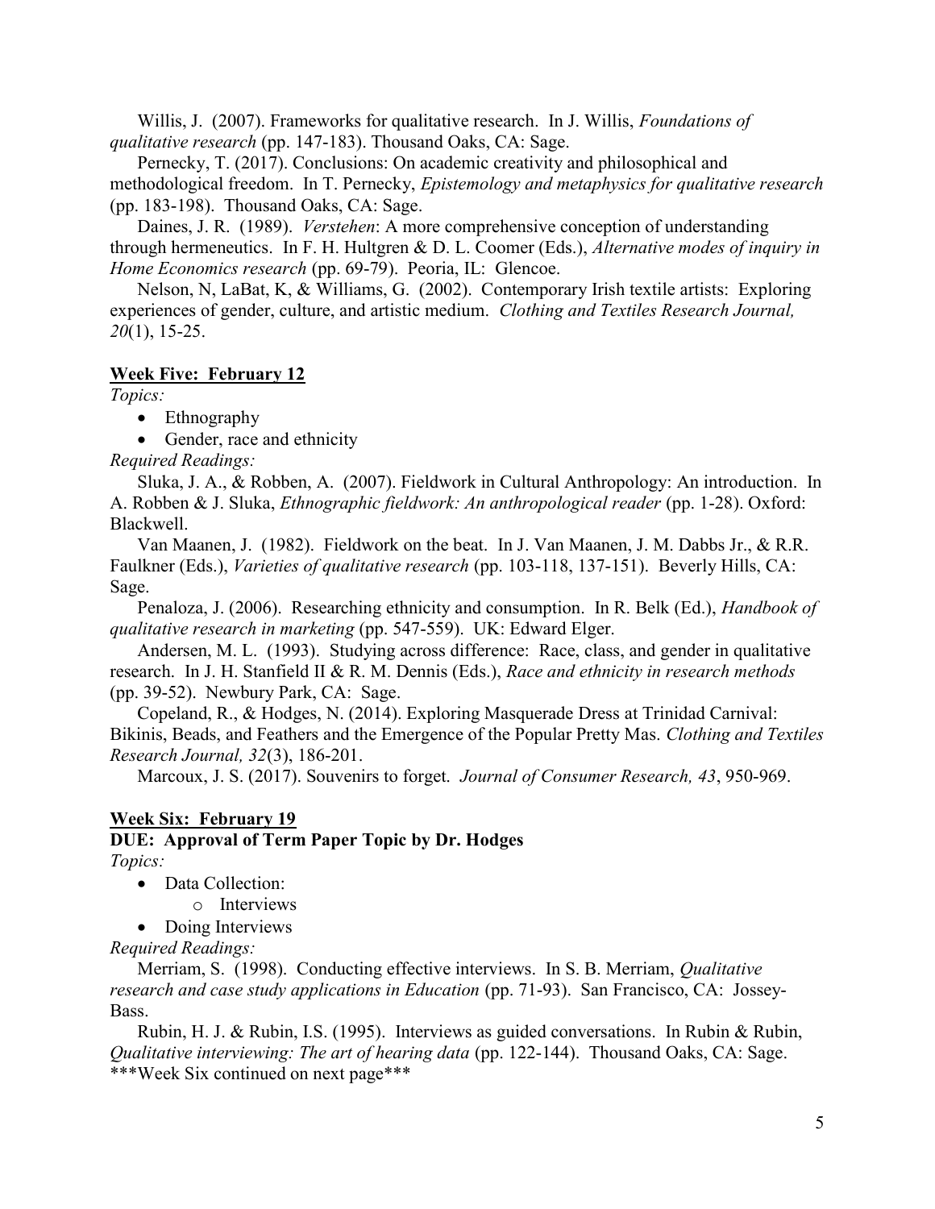Willis, J. (2007). Frameworks for qualitative research. In J. Willis, *Foundations of qualitative research* (pp. 147-183). Thousand Oaks, CA: Sage.

Pernecky, T. (2017). Conclusions: On academic creativity and philosophical and methodological freedom. In T. Pernecky, *Epistemology and metaphysics for qualitative research* (pp. 183-198). Thousand Oaks, CA: Sage.

Daines, J. R. (1989). *Verstehen*: A more comprehensive conception of understanding through hermeneutics. In F. H. Hultgren & D. L. Coomer (Eds.), *Alternative modes of inquiry in Home Economics research* (pp. 69-79). Peoria, IL: Glencoe.

Nelson, N, LaBat, K, & Williams, G. (2002). Contemporary Irish textile artists: Exploring experiences of gender, culture, and artistic medium. *Clothing and Textiles Research Journal, 20*(1), 15-25.

**Week Five: February 12**

*Topics:*

- Ethnography
- Gender, race and ethnicity

*Required Readings:*

Sluka, J. A., & Robben, A. (2007). Fieldwork in Cultural Anthropology: An introduction. In A. Robben & J. Sluka, *Ethnographic fieldwork: An anthropological reader* (pp. 1-28). Oxford: Blackwell.

Van Maanen, J. (1982). Fieldwork on the beat. In J. Van Maanen, J. M. Dabbs Jr., & R.R. Faulkner (Eds.), *Varieties of qualitative research* (pp. 103-118, 137-151). Beverly Hills, CA: Sage.

Penaloza, J. (2006). Researching ethnicity and consumption. In R. Belk (Ed.), *Handbook of qualitative research in marketing* (pp. 547-559). UK: Edward Elger.

Andersen, M. L. (1993). Studying across difference: Race, class, and gender in qualitative research. In J. H. Stanfield II & R. M. Dennis (Eds.), *Race and ethnicity in research methods* (pp. 39-52). Newbury Park, CA: Sage.

Copeland, R., & Hodges, N. (2014). Exploring Masquerade Dress at Trinidad Carnival: Bikinis, Beads, and Feathers and the Emergence of the Popular Pretty Mas. *Clothing and Textiles Research Journal, 32*(3), 186-201.

Marcoux, J. S. (2017). Souvenirs to forget. *Journal of Consumer Research, 43*, 950-969.

**Week Six: February 19**

**DUE: Approval of Term Paper Topic by Dr. Hodges**

*Topics:*

- Data Collection:
  - Interviews
- Doing Interviews

*Required Readings:*

Merriam, S. (1998). Conducting effective interviews. In S. B. Merriam, *Qualitative research and case study applications in Education* (pp. 71-93). San Francisco, CA: Jossey-Bass.

Rubin, H. J. & Rubin, I.S. (1995). Interviews as guided conversations. In Rubin & Rubin, *Qualitative interviewing: The art of hearing data* (pp. 122-144). Thousand Oaks, CA: Sage.

\*\*\*Week Six continued on next page\*\*\*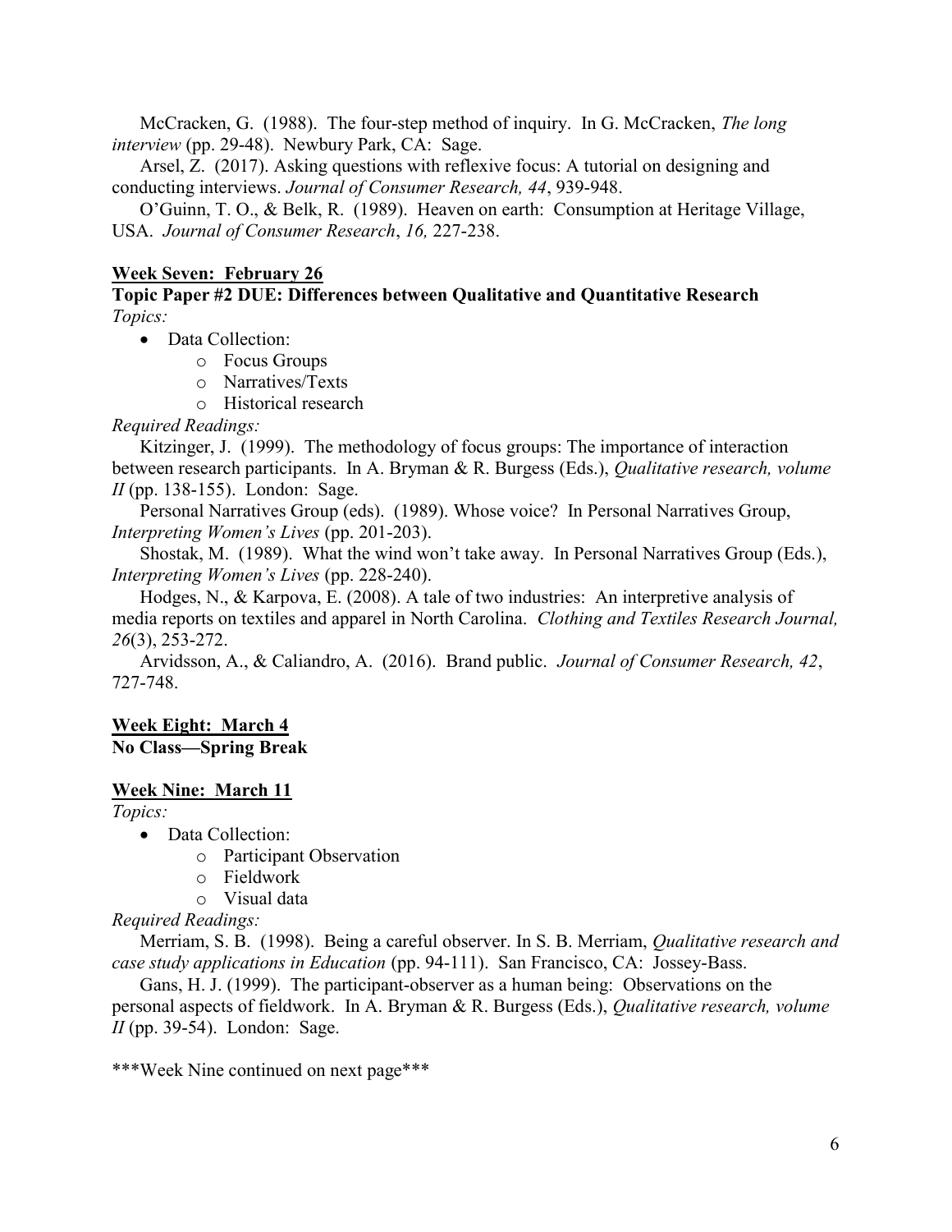McCracken, G. (1988). The four-step method of inquiry. In G. McCracken, *The long interview* (pp. 29-48). Newbury Park, CA: Sage.

Arsel, Z. (2017). Asking questions with reflexive focus: A tutorial on designing and conducting interviews. *Journal of Consumer Research, 44*, 939-948.

O'Guinn, T. O., & Belk, R. (1989). Heaven on earth: Consumption at Heritage Village, USA. *Journal of Consumer Research*, *16,* 227-238.

**Week Seven: February 26**

**Topic Paper #2 DUE: Differences between Qualitative and Quantitative Research**

*Topics:*

- Data Collection:
  - Focus Groups
  - Narratives/Texts
  - Historical research

*Required Readings:*

Kitzinger, J. (1999). The methodology of focus groups: The importance of interaction between research participants. In A. Bryman & R. Burgess (Eds.), *Qualitative research, volume II* (pp. 138-155). London: Sage.

Personal Narratives Group (eds). (1989). Whose voice? In Personal Narratives Group, *Interpreting Women's Lives* (pp. 201-203).

Shostak, M. (1989). What the wind won't take away. In Personal Narratives Group (Eds.), *Interpreting Women's Lives* (pp. 228-240).

Hodges, N., & Karpova, E. (2008). A tale of two industries: An interpretive analysis of media reports on textiles and apparel in North Carolina. *Clothing and Textiles Research Journal, 26*(3), 253-272.

Arvidsson, A., & Caliandro, A. (2016). Brand public. *Journal of Consumer Research, 42*, 727-748.

**Week Eight: March 4**

**No Class—Spring Break**

**Week Nine: March 11**

*Topics:*

- Data Collection:
  - Participant Observation
  - Fieldwork
  - Visual data

*Required Readings:*

Merriam, S. B. (1998). Being a careful observer. In S. B. Merriam, *Qualitative research and case study applications in Education* (pp. 94-111). San Francisco, CA: Jossey-Bass.

Gans, H. J. (1999). The participant-observer as a human being: Observations on the personal aspects of fieldwork. In A. Bryman & R. Burgess (Eds.), *Qualitative research, volume II* (pp. 39-54). London: Sage.

***Week Nine continued on next page***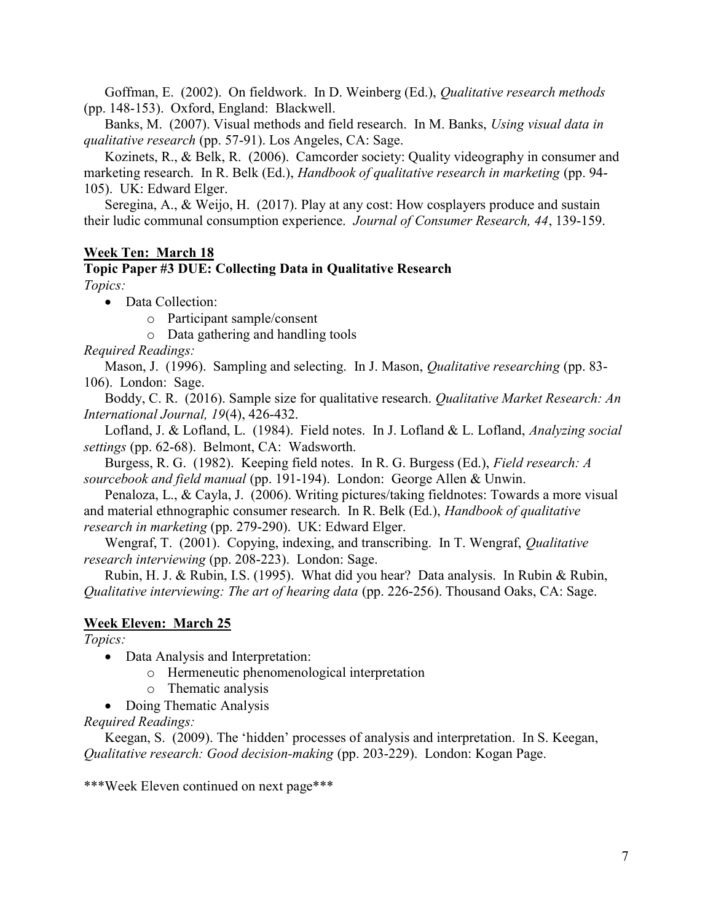Goffman, E. (2002). On fieldwork. In D. Weinberg (Ed.), *Qualitative research methods* (pp. 148-153). Oxford, England: Blackwell.

Banks, M. (2007). Visual methods and field research. In M. Banks, *Using visual data in qualitative research* (pp. 57-91). Los Angeles, CA: Sage.

Kozinets, R., & Belk, R. (2006). Camcorder society: Quality videography in consumer and marketing research. In R. Belk (Ed.), *Handbook of qualitative research in marketing* (pp. 94-105). UK: Edward Elger.

Seregina, A., & Weijo, H. (2017). Play at any cost: How cosplayers produce and sustain their ludic communal consumption experience. *Journal of Consumer Research, 44*, 139-159.

**<u>Week Ten: March 18</u>**

**Topic Paper #3 DUE: Collecting Data in Qualitative Research**

*Topics:*

- Data Collection:
  - Participant sample/consent
  - Data gathering and handling tools

*Required Readings:*

Mason, J. (1996). Sampling and selecting. In J. Mason, *Qualitative researching* (pp. 83-106). London: Sage.

Boddy, C. R. (2016). Sample size for qualitative research. *Qualitative Market Research: An International Journal, 19*(4), 426-432.

Lofland, J. & Lofland, L. (1984). Field notes. In J. Lofland & L. Lofland, *Analyzing social settings* (pp. 62-68). Belmont, CA: Wadsworth.

Burgess, R. G. (1982). Keeping field notes. In R. G. Burgess (Ed.), *Field research: A sourcebook and field manual* (pp. 191-194). London: George Allen & Unwin.

Penaloza, L., & Cayla, J. (2006). Writing pictures/taking fieldnotes: Towards a more visual and material ethnographic consumer research. In R. Belk (Ed.), *Handbook of qualitative research in marketing* (pp. 279-290). UK: Edward Elger.

Wengraf, T. (2001). Copying, indexing, and transcribing. In T. Wengraf, *Qualitative research interviewing* (pp. 208-223). London: Sage.

Rubin, H. J. & Rubin, I.S. (1995). What did you hear? Data analysis. In Rubin & Rubin, *Qualitative interviewing: The art of hearing data* (pp. 226-256). Thousand Oaks, CA: Sage.

**<u>Week Eleven: March 25</u>**

*Topics:*

- Data Analysis and Interpretation:
  - Hermeneutic phenomenological interpretation
  - Thematic analysis
- Doing Thematic Analysis

*Required Readings:*

Keegan, S. (2009). The 'hidden' processes of analysis and interpretation. In S. Keegan, *Qualitative research: Good decision-making* (pp. 203-229). London: Kogan Page.

***Week Eleven continued on next page***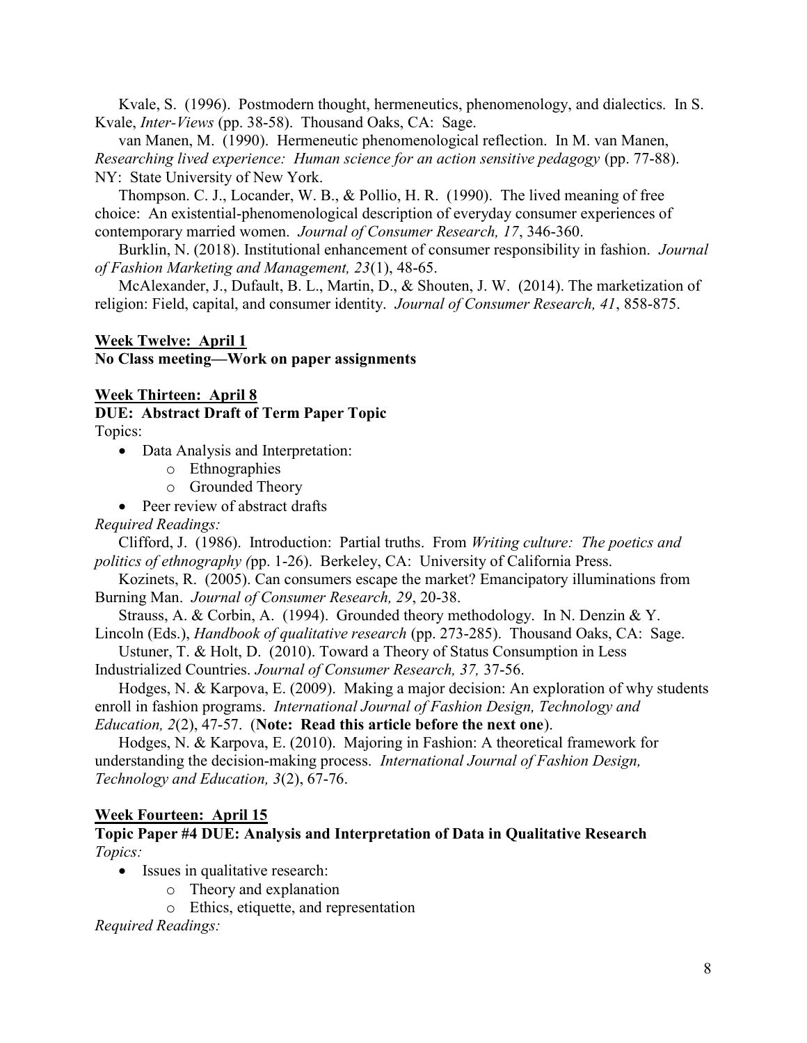Kvale, S. (1996). Postmodern thought, hermeneutics, phenomenology, and dialectics. In S. Kvale, *Inter-Views* (pp. 38-58). Thousand Oaks, CA: Sage.

van Manen, M. (1990). Hermeneutic phenomenological reflection. In M. van Manen, *Researching lived experience: Human science for an action sensitive pedagogy* (pp. 77-88). NY: State University of New York.

Thompson. C. J., Locander, W. B., & Pollio, H. R. (1990). The lived meaning of free choice: An existential-phenomenological description of everyday consumer experiences of contemporary married women. *Journal of Consumer Research, 17*, 346-360.

Burklin, N. (2018). Institutional enhancement of consumer responsibility in fashion. *Journal of Fashion Marketing and Management, 23*(1), 48-65.

McAlexander, J., Dufault, B. L., Martin, D., & Shouten, J. W. (2014). The marketization of religion: Field, capital, and consumer identity. *Journal of Consumer Research, 41*, 858-875.

**Week Twelve: April 1**

**No Class meeting—Work on paper assignments**

**Week Thirteen: April 8**

**DUE: Abstract Draft of Term Paper Topic**

Topics:

- Data Analysis and Interpretation:
  - Ethnographies
  - Grounded Theory
- Peer review of abstract drafts

*Required Readings:*

Clifford, J. (1986). Introduction: Partial truths. From *Writing culture: The poetics and politics of ethnography (*pp. 1-26). Berkeley, CA: University of California Press.

Kozinets, R. (2005). Can consumers escape the market? Emancipatory illuminations from Burning Man. *Journal of Consumer Research, 29*, 20-38.

Strauss, A. & Corbin, A. (1994). Grounded theory methodology. In N. Denzin & Y. Lincoln (Eds.), *Handbook of qualitative research* (pp. 273-285). Thousand Oaks, CA: Sage.

Ustuner, T. & Holt, D. (2010). Toward a Theory of Status Consumption in Less Industrialized Countries. *Journal of Consumer Research, 37,* 37-56.

Hodges, N. & Karpova, E. (2009). Making a major decision: An exploration of why students enroll in fashion programs. *International Journal of Fashion Design, Technology and Education, 2*(2), 47-57. (**Note: Read this article before the next one**).

Hodges, N. & Karpova, E. (2010). Majoring in Fashion: A theoretical framework for understanding the decision-making process. *International Journal of Fashion Design, Technology and Education, 3*(2), 67-76.

**Week Fourteen: April 15**

**Topic Paper #4 DUE: Analysis and Interpretation of Data in Qualitative Research**

*Topics:*

- Issues in qualitative research:
  - Theory and explanation
  - Ethics, etiquette, and representation

*Required Readings:*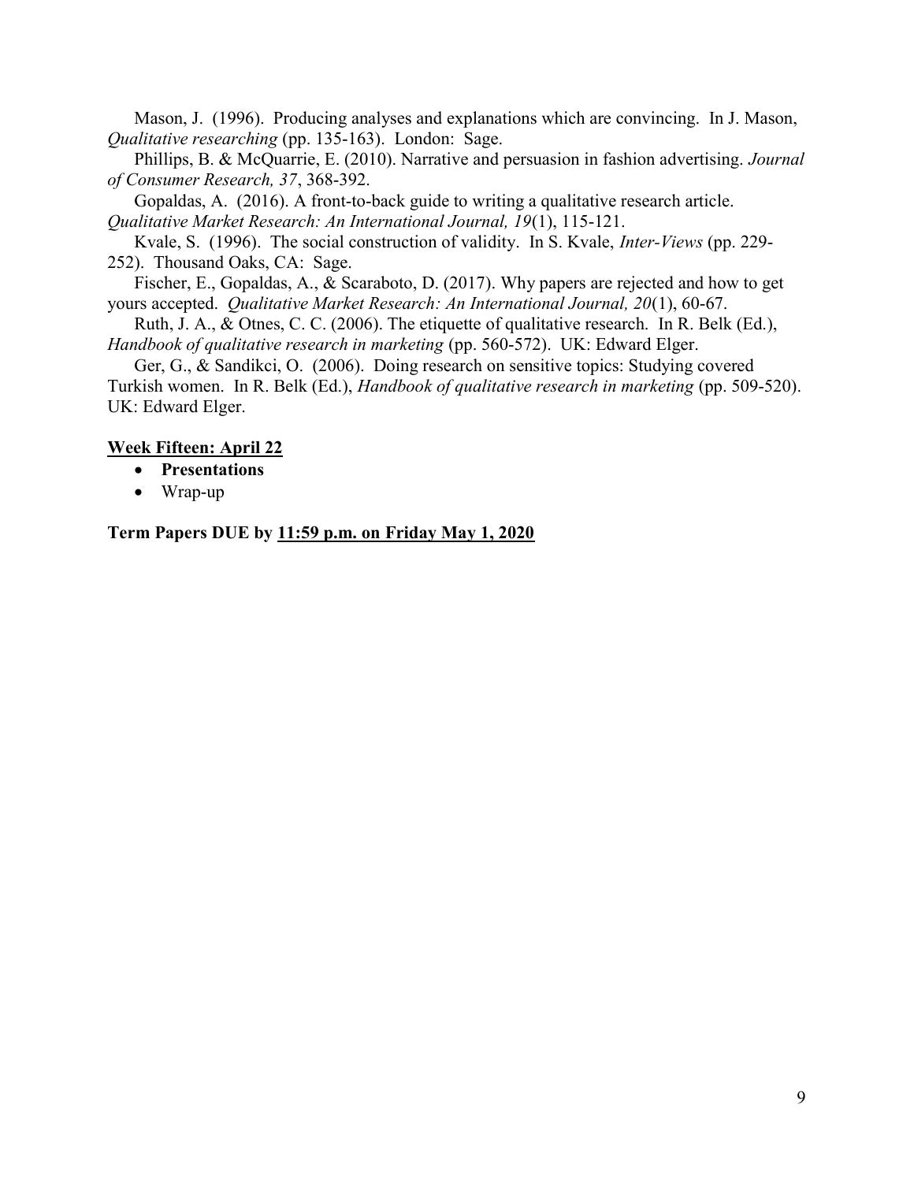Mason, J. (1996). Producing analyses and explanations which are convincing. In J. Mason, *Qualitative researching* (pp. 135-163). London: Sage.

Phillips, B. & McQuarrie, E. (2010). Narrative and persuasion in fashion advertising. *Journal of Consumer Research, 37*, 368-392.

Gopaldas, A. (2016). A front-to-back guide to writing a qualitative research article. *Qualitative Market Research: An International Journal, 19*(1), 115-121.

Kvale, S. (1996). The social construction of validity. In S. Kvale, *Inter-Views* (pp. 229-252). Thousand Oaks, CA: Sage.

Fischer, E., Gopaldas, A., & Scaraboto, D. (2017). Why papers are rejected and how to get yours accepted. *Qualitative Market Research: An International Journal, 20*(1), 60-67.

Ruth, J. A., & Otnes, C. C. (2006). The etiquette of qualitative research. In R. Belk (Ed.), *Handbook of qualitative research in marketing* (pp. 560-572). UK: Edward Elger.

Ger, G., & Sandikci, O. (2006). Doing research on sensitive topics: Studying covered Turkish women. In R. Belk (Ed.), *Handbook of qualitative research in marketing* (pp. 509-520). UK: Edward Elger.

**Week Fifteen: April 22**

- **Presentations**
- Wrap-up

**Term Papers DUE by 11:59 p.m. on Friday May 1, 2020**